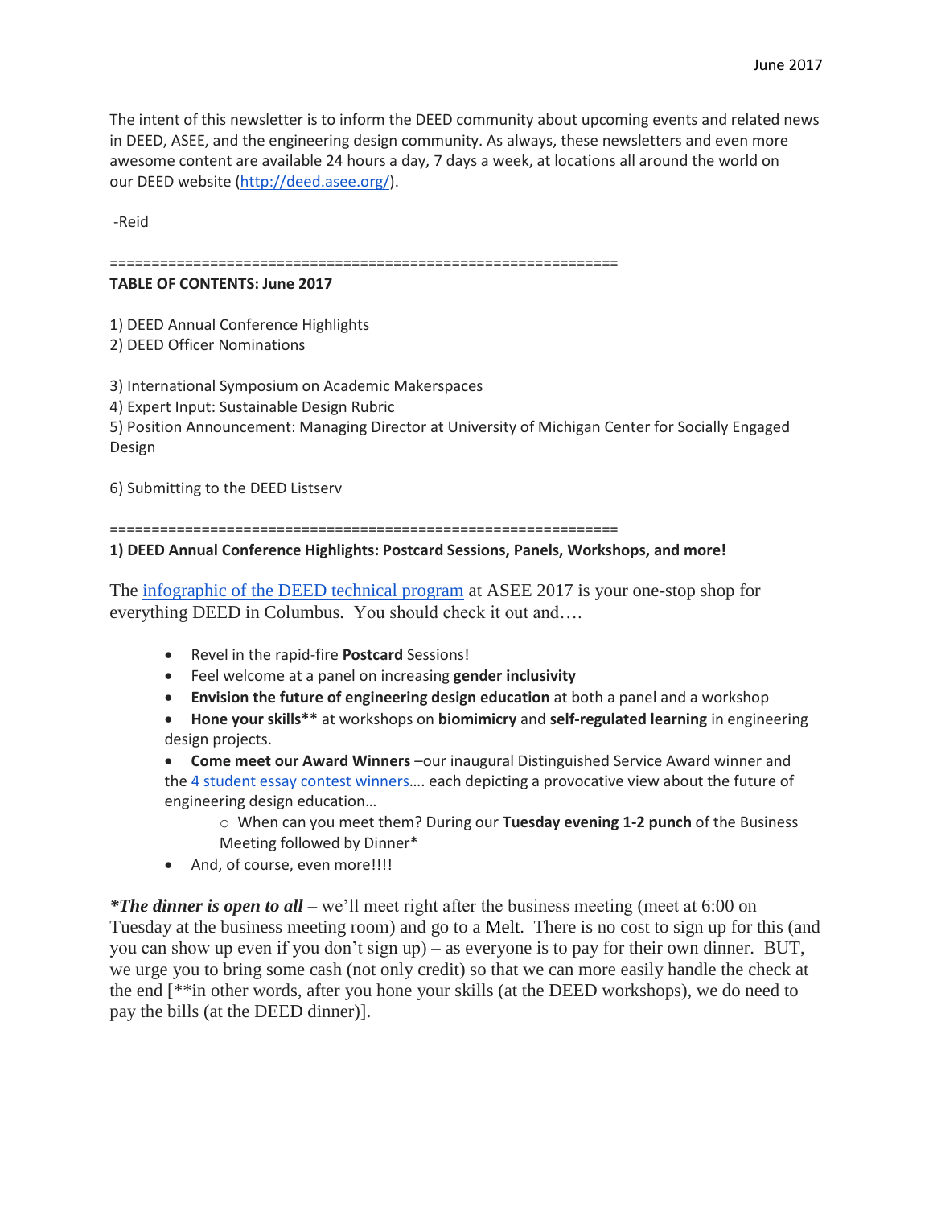The intent of this newsletter is to inform the DEED community about upcoming events and related news in DEED, ASEE, and the engineering design community. As always, these newsletters and even more awesome content are available 24 hours a day, 7 days a week, at locations all around the world on our DEED website (http://deed.asee.org/).

-Reid

============================================================

**TABLE OF CONTENTS: June 2017**

1) DEED Annual Conference Highlights
2) DEED Officer Nominations

3) International Symposium on Academic Makerspaces
4) Expert Input: Sustainable Design Rubric
5) Position Announcement: Managing Director at University of Michigan Center for Socially Engaged Design

6) Submitting to the DEED Listserv

============================================================

**1) DEED Annual Conference Highlights: Postcard Sessions, Panels, Workshops, and more!**

The infographic of the DEED technical program at ASEE 2017 is your one-stop shop for everything DEED in Columbus. You should check it out and….

- Revel in the rapid-fire **Postcard** Sessions!
- Feel welcome at a panel on increasing **gender inclusivity**
- **Envision the future of engineering design education** at both a panel and a workshop
- **Hone your skills**** at workshops on **biomimicry** and **self-regulated learning** in engineering design projects.
- **Come meet our Award Winners** –our inaugural Distinguished Service Award winner and the 4 student essay contest winners…. each depicting a provocative view about the future of engineering design education…
  - When can you meet them? During our **Tuesday evening 1-2 punch** of the Business Meeting followed by Dinner*
- And, of course, even more!!!!

***The dinner is open to all*** – we'll meet right after the business meeting (meet at 6:00 on Tuesday at the business meeting room) and go to a Melt. There is no cost to sign up for this (and you can show up even if you don't sign up) – as everyone is to pay for their own dinner. BUT, we urge you to bring some cash (not only credit) so that we can more easily handle the check at the end [**in other words, after you hone your skills (at the DEED workshops), we do need to pay the bills (at the DEED dinner)].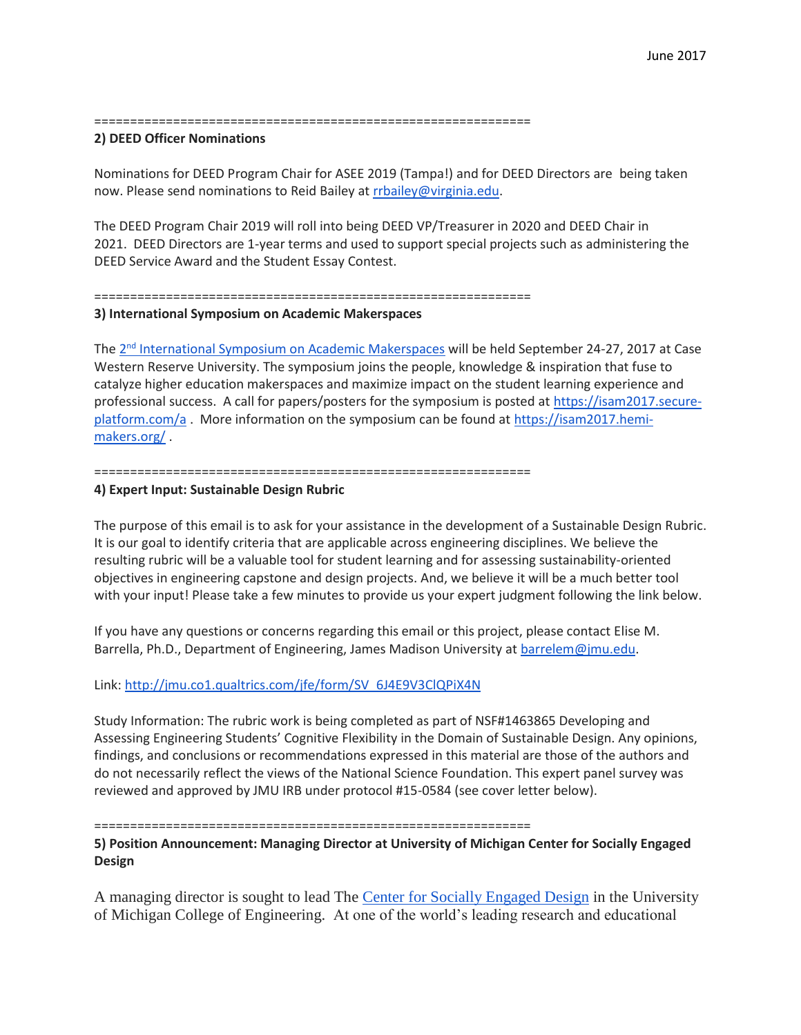============================================================

**2) DEED Officer Nominations**

Nominations for DEED Program Chair for ASEE 2019 (Tampa!) and for DEED Directors are being taken now. Please send nominations to Reid Bailey at [rrbailey@virginia.edu](mailto:rrbailey@virginia.edu).

The DEED Program Chair 2019 will roll into being DEED VP/Treasurer in 2020 and DEED Chair in 2021. DEED Directors are 1-year terms and used to support special projects such as administering the DEED Service Award and the Student Essay Contest.

============================================================

**3) International Symposium on Academic Makerspaces**

The 2nd International Symposium on Academic Makerspaces will be held September 24-27, 2017 at Case Western Reserve University. The symposium joins the people, knowledge & inspiration that fuse to catalyze higher education makerspaces and maximize impact on the student learning experience and professional success. A call for papers/posters for the symposium is posted at https://isam2017.secure-platform.com/a . More information on the symposium can be found at https://isam2017.hemi-makers.org/ .

============================================================

**4) Expert Input: Sustainable Design Rubric**

The purpose of this email is to ask for your assistance in the development of a Sustainable Design Rubric. It is our goal to identify criteria that are applicable across engineering disciplines. We believe the resulting rubric will be a valuable tool for student learning and for assessing sustainability-oriented objectives in engineering capstone and design projects. And, we believe it will be a much better tool with your input! Please take a few minutes to provide us your expert judgment following the link below.

If you have any questions or concerns regarding this email or this project, please contact Elise M. Barrella, Ph.D., Department of Engineering, James Madison University at [barrelem@jmu.edu](mailto:barrelem@jmu.edu).

Link: http://jmu.co1.qualtrics.com/jfe/form/SV_6J4E9V3ClQPiX4N

Study Information: The rubric work is being completed as part of NSF#1463865 Developing and Assessing Engineering Students' Cognitive Flexibility in the Domain of Sustainable Design. Any opinions, findings, and conclusions or recommendations expressed in this material are those of the authors and do not necessarily reflect the views of the National Science Foundation. This expert panel survey was reviewed and approved by JMU IRB under protocol #15-0584 (see cover letter below).

============================================================

**5) Position Announcement: Managing Director at University of Michigan Center for Socially Engaged Design**

A managing director is sought to lead The Center for Socially Engaged Design in the University of Michigan College of Engineering. At one of the world's leading research and educational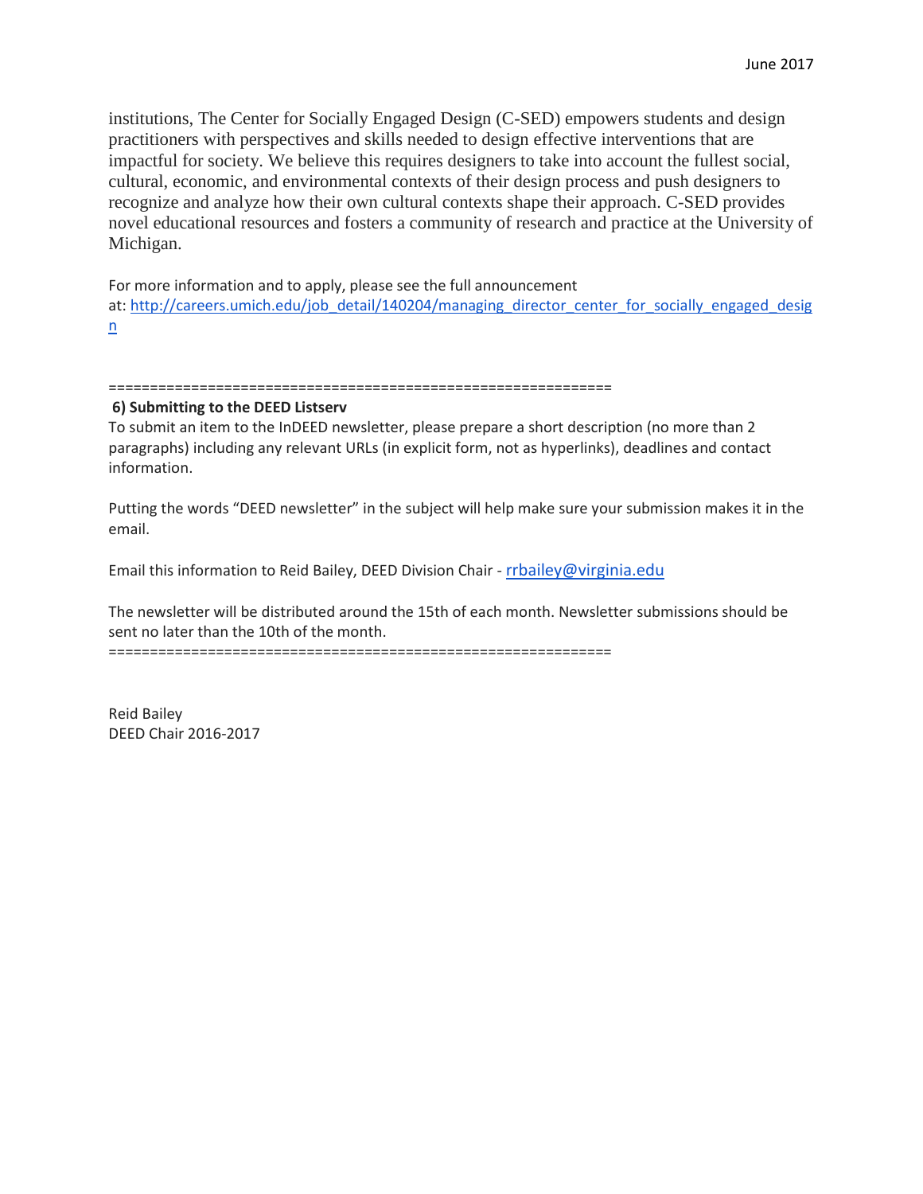institutions, The Center for Socially Engaged Design (C-SED) empowers students and design practitioners with perspectives and skills needed to design effective interventions that are impactful for society. We believe this requires designers to take into account the fullest social, cultural, economic, and environmental contexts of their design process and push designers to recognize and analyze how their own cultural contexts shape their approach. C-SED provides novel educational resources and fosters a community of research and practice at the University of Michigan.

For more information and to apply, please see the full announcement at: http://careers.umich.edu/job_detail/140204/managing_director_center_for_socially_engaged_design

============================================================

**6) Submitting to the DEED Listserv**

To submit an item to the InDEED newsletter, please prepare a short description (no more than 2 paragraphs) including any relevant URLs (in explicit form, not as hyperlinks), deadlines and contact information.

Putting the words "DEED newsletter" in the subject will help make sure your submission makes it in the email.

Email this information to Reid Bailey, DEED Division Chair - rrbailey@virginia.edu

The newsletter will be distributed around the 15th of each month. Newsletter submissions should be sent no later than the 10th of the month.

============================================================

Reid Bailey
DEED Chair 2016-2017